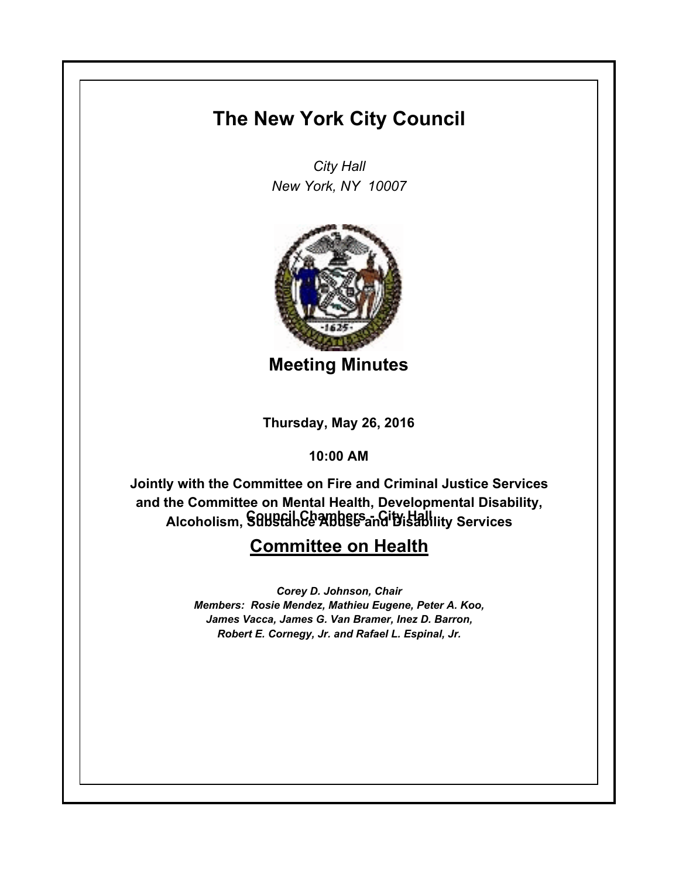# The New York City Council

*City Hall*
*New York, NY 10007*

## Meeting Minutes

**Thursday, May 26, 2016**

**10:00 AM**

**Council Chambers - City Hall**

**Jointly with the Committee on Fire and Criminal Justice Services and the Committee on Mental Health, Developmental Disability, Alcoholism, Substance Abuse and Disability Services**

## Committee on Health

*Corey D. Johnson, Chair*
*Members: Rosie Mendez, Mathieu Eugene, Peter A. Koo, James Vacca, James G. Van Bramer, Inez D. Barron, Robert E. Cornegy, Jr. and Rafael L. Espinal, Jr.*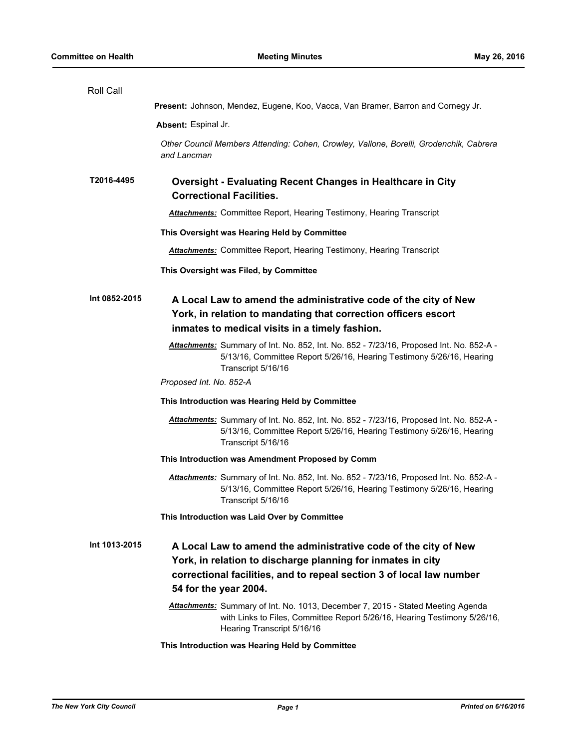Roll Call

**Present:** Johnson, Mendez, Eugene, Koo, Vacca, Van Bramer, Barron and Cornegy Jr.

**Absent:** Espinal Jr.

*Other Council Members Attending: Cohen, Crowley, Vallone, Borelli, Grodenchik, Cabrera and Lancman*

**T2016-4495** **Oversight - Evaluating Recent Changes in Healthcare in City Correctional Facilities.**

***Attachments:*** Committee Report, Hearing Testimony, Hearing Transcript

**This Oversight was Hearing Held by Committee**

***Attachments:*** Committee Report, Hearing Testimony, Hearing Transcript

**This Oversight was Filed, by Committee**

**Int 0852-2015** **A Local Law to amend the administrative code of the city of New York, in relation to mandating that correction officers escort inmates to medical visits in a timely fashion.**

***Attachments:*** Summary of Int. No. 852, Int. No. 852 - 7/23/16, Proposed Int. No. 852-A - 5/13/16, Committee Report 5/26/16, Hearing Testimony 5/26/16, Hearing Transcript 5/16/16

*Proposed Int. No. 852-A*

**This Introduction was Hearing Held by Committee**

***Attachments:*** Summary of Int. No. 852, Int. No. 852 - 7/23/16, Proposed Int. No. 852-A - 5/13/16, Committee Report 5/26/16, Hearing Testimony 5/26/16, Hearing Transcript 5/16/16

**This Introduction was Amendment Proposed by Comm**

***Attachments:*** Summary of Int. No. 852, Int. No. 852 - 7/23/16, Proposed Int. No. 852-A - 5/13/16, Committee Report 5/26/16, Hearing Testimony 5/26/16, Hearing Transcript 5/16/16

**This Introduction was Laid Over by Committee**

**Int 1013-2015** **A Local Law to amend the administrative code of the city of New York, in relation to discharge planning for inmates in city correctional facilities, and to repeal section 3 of local law number 54 for the year 2004.**

***Attachments:*** Summary of Int. No. 1013, December 7, 2015 - Stated Meeting Agenda with Links to Files, Committee Report 5/26/16, Hearing Testimony 5/26/16, Hearing Transcript 5/16/16

**This Introduction was Hearing Held by Committee**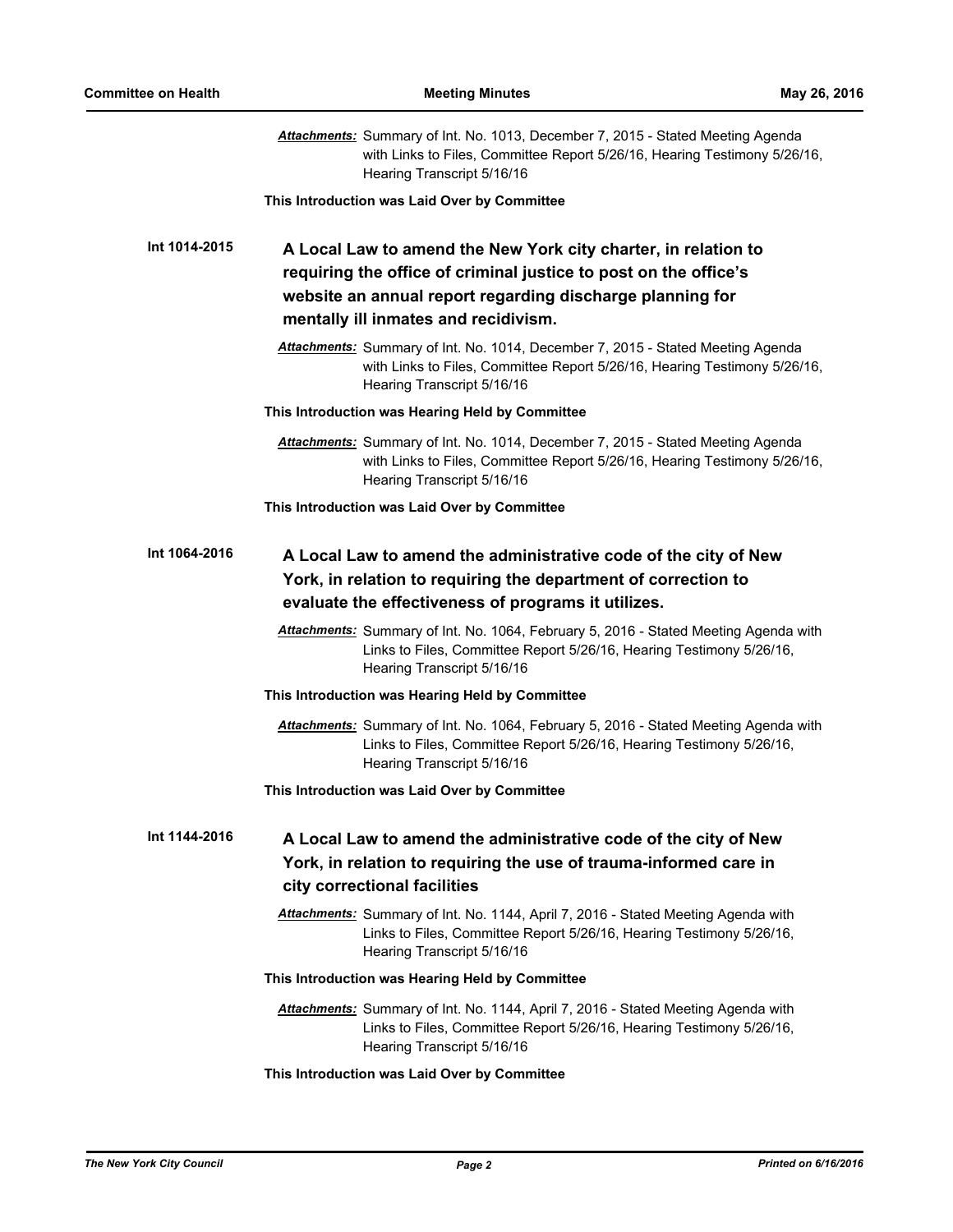***Attachments:*** Summary of Int. No. 1013, December 7, 2015 - Stated Meeting Agenda with Links to Files, Committee Report 5/26/16, Hearing Testimony 5/26/16, Hearing Transcript 5/16/16

**This Introduction was Laid Over by Committee**

**Int 1014-2015** **A Local Law to amend the New York city charter, in relation to requiring the office of criminal justice to post on the office's website an annual report regarding discharge planning for mentally ill inmates and recidivism.**

***Attachments:*** Summary of Int. No. 1014, December 7, 2015 - Stated Meeting Agenda with Links to Files, Committee Report 5/26/16, Hearing Testimony 5/26/16, Hearing Transcript 5/16/16

**This Introduction was Hearing Held by Committee**

***Attachments:*** Summary of Int. No. 1014, December 7, 2015 - Stated Meeting Agenda with Links to Files, Committee Report 5/26/16, Hearing Testimony 5/26/16, Hearing Transcript 5/16/16

**This Introduction was Laid Over by Committee**

**Int 1064-2016** **A Local Law to amend the administrative code of the city of New York, in relation to requiring the department of correction to evaluate the effectiveness of programs it utilizes.**

***Attachments:*** Summary of Int. No. 1064, February 5, 2016 - Stated Meeting Agenda with Links to Files, Committee Report 5/26/16, Hearing Testimony 5/26/16, Hearing Transcript 5/16/16

**This Introduction was Hearing Held by Committee**

***Attachments:*** Summary of Int. No. 1064, February 5, 2016 - Stated Meeting Agenda with Links to Files, Committee Report 5/26/16, Hearing Testimony 5/26/16, Hearing Transcript 5/16/16

**This Introduction was Laid Over by Committee**

**Int 1144-2016** **A Local Law to amend the administrative code of the city of New York, in relation to requiring the use of trauma-informed care in city correctional facilities**

***Attachments:*** Summary of Int. No. 1144, April 7, 2016 - Stated Meeting Agenda with Links to Files, Committee Report 5/26/16, Hearing Testimony 5/26/16, Hearing Transcript 5/16/16

**This Introduction was Hearing Held by Committee**

***Attachments:*** Summary of Int. No. 1144, April 7, 2016 - Stated Meeting Agenda with Links to Files, Committee Report 5/26/16, Hearing Testimony 5/26/16, Hearing Transcript 5/16/16

**This Introduction was Laid Over by Committee**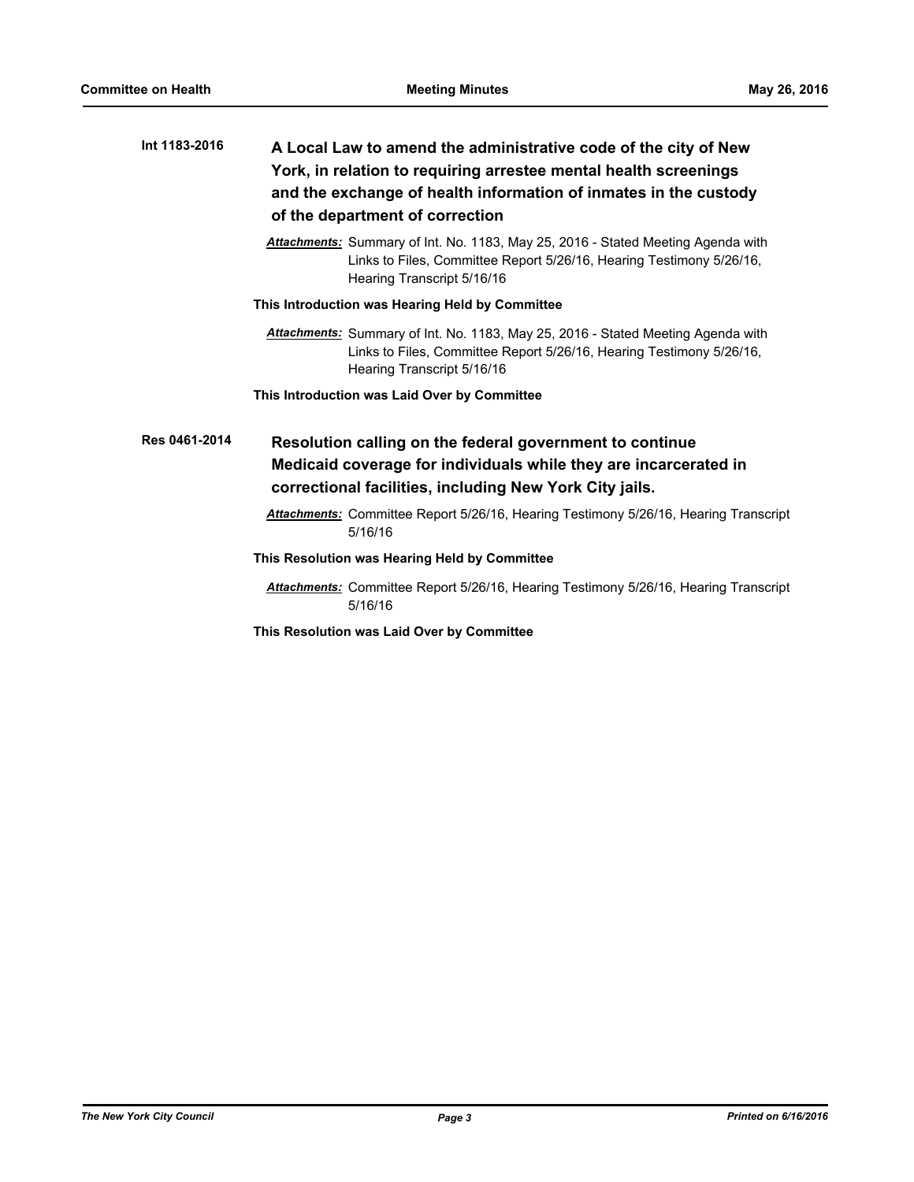**Int 1183-2016** **A Local Law to amend the administrative code of the city of New York, in relation to requiring arrestee mental health screenings and the exchange of health information of inmates in the custody of the department of correction**

***Attachments:*** Summary of Int. No. 1183, May 25, 2016 - Stated Meeting Agenda with Links to Files, Committee Report 5/26/16, Hearing Testimony 5/26/16, Hearing Transcript 5/16/16

**This Introduction was Hearing Held by Committee**

***Attachments:*** Summary of Int. No. 1183, May 25, 2016 - Stated Meeting Agenda with Links to Files, Committee Report 5/26/16, Hearing Testimony 5/26/16, Hearing Transcript 5/16/16

**This Introduction was Laid Over by Committee**

**Res 0461-2014** **Resolution calling on the federal government to continue Medicaid coverage for individuals while they are incarcerated in correctional facilities, including New York City jails.**

***Attachments:*** Committee Report 5/26/16, Hearing Testimony 5/26/16, Hearing Transcript 5/16/16

**This Resolution was Hearing Held by Committee**

***Attachments:*** Committee Report 5/26/16, Hearing Testimony 5/26/16, Hearing Transcript 5/16/16

**This Resolution was Laid Over by Committee**